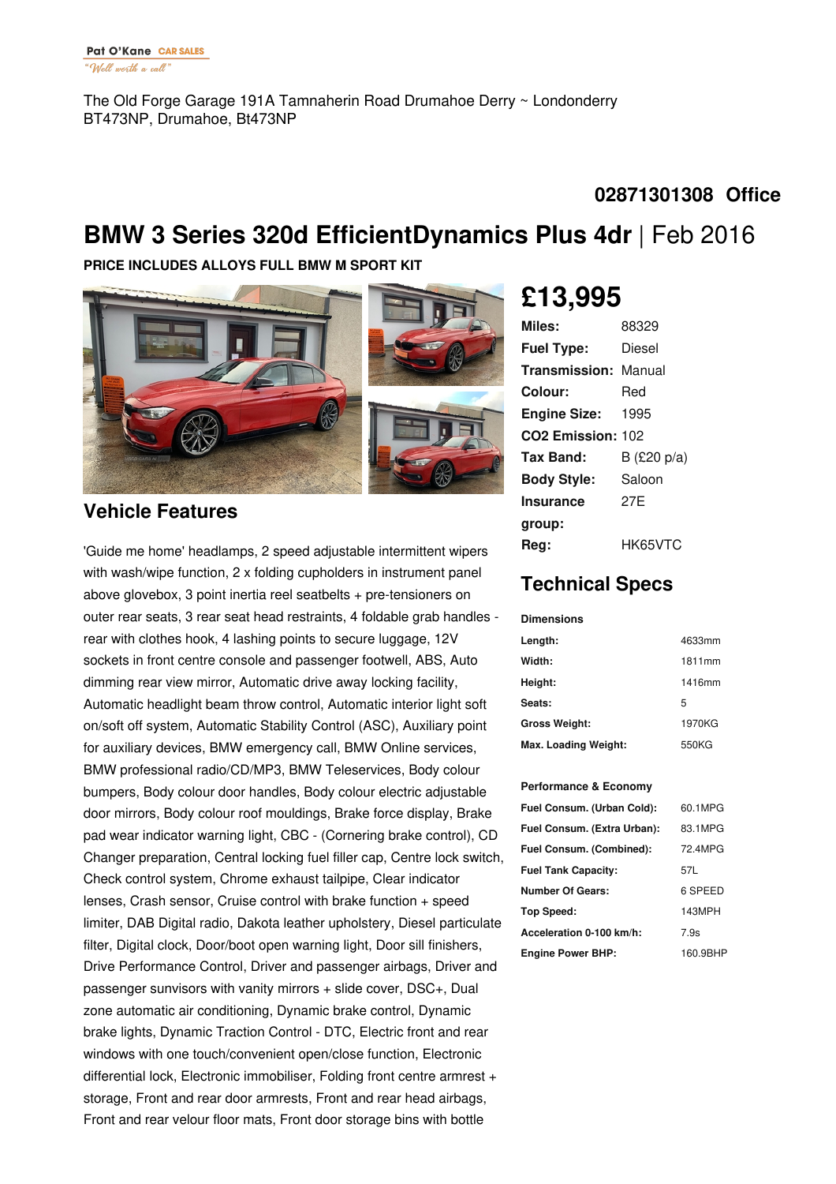Pat O'Kane CAR SALES
"Well worth a call"

The Old Forge Garage 191A Tamnaherin Road Drumahoe Derry ~ Londonderry BT473NP, Drumahoe, Bt473NP

**02871301308 Office**

# BMW 3 Series 320d EfficientDynamics Plus 4dr | Feb 2016

**PRICE INCLUDES ALLOYS FULL BMW M SPORT KIT**

## £13,995

| | |
|---|---|
| **Miles:** | 88329 |
| **Fuel Type:** | Diesel |
| **Transmission:** | Manual |
| **Colour:** | Red |
| **Engine Size:** | 1995 |
| **CO2 Emission:** | 102 |
| **Tax Band:** | B (£20 p/a) |
| **Body Style:** | Saloon |
| **Insurance group:** | 27E |
| **Reg:** | HK65VTC |

## Technical Specs

**Dimensions**

| | |
|---|---|
| **Length:** | 4633mm |
| **Width:** | 1811mm |
| **Height:** | 1416mm |
| **Seats:** | 5 |
| **Gross Weight:** | 1970KG |
| **Max. Loading Weight:** | 550KG |

**Performance & Economy**

| | |
|---|---|
| **Fuel Consum. (Urban Cold):** | 60.1MPG |
| **Fuel Consum. (Extra Urban):** | 83.1MPG |
| **Fuel Consum. (Combined):** | 72.4MPG |
| **Fuel Tank Capacity:** | 57L |
| **Number Of Gears:** | 6 SPEED |
| **Top Speed:** | 143MPH |
| **Acceleration 0-100 km/h:** | 7.9s |
| **Engine Power BHP:** | 160.9BHP |

## Vehicle Features

'Guide me home' headlamps, 2 speed adjustable intermittent wipers with wash/wipe function, 2 x folding cupholders in instrument panel above glovebox, 3 point inertia reel seatbelts + pre-tensioners on outer rear seats, 3 rear seat head restraints, 4 foldable grab handles - rear with clothes hook, 4 lashing points to secure luggage, 12V sockets in front centre console and passenger footwell, ABS, Auto dimming rear view mirror, Automatic drive away locking facility, Automatic headlight beam throw control, Automatic interior light soft on/soft off system, Automatic Stability Control (ASC), Auxiliary point for auxiliary devices, BMW emergency call, BMW Online services, BMW professional radio/CD/MP3, BMW Teleservices, Body colour bumpers, Body colour door handles, Body colour electric adjustable door mirrors, Body colour roof mouldings, Brake force display, Brake pad wear indicator warning light, CBC - (Cornering brake control), CD Changer preparation, Central locking fuel filler cap, Centre lock switch, Check control system, Chrome exhaust tailpipe, Clear indicator lenses, Crash sensor, Cruise control with brake function + speed limiter, DAB Digital radio, Dakota leather upholstery, Diesel particulate filter, Digital clock, Door/boot open warning light, Door sill finishers, Drive Performance Control, Driver and passenger airbags, Driver and passenger sunvisors with vanity mirrors + slide cover, DSC+, Dual zone automatic air conditioning, Dynamic brake control, Dynamic brake lights, Dynamic Traction Control - DTC, Electric front and rear windows with one touch/convenient open/close function, Electronic differential lock, Electronic immobiliser, Folding front centre armrest + storage, Front and rear door armrests, Front and rear head airbags, Front and rear velour floor mats, Front door storage bins with bottle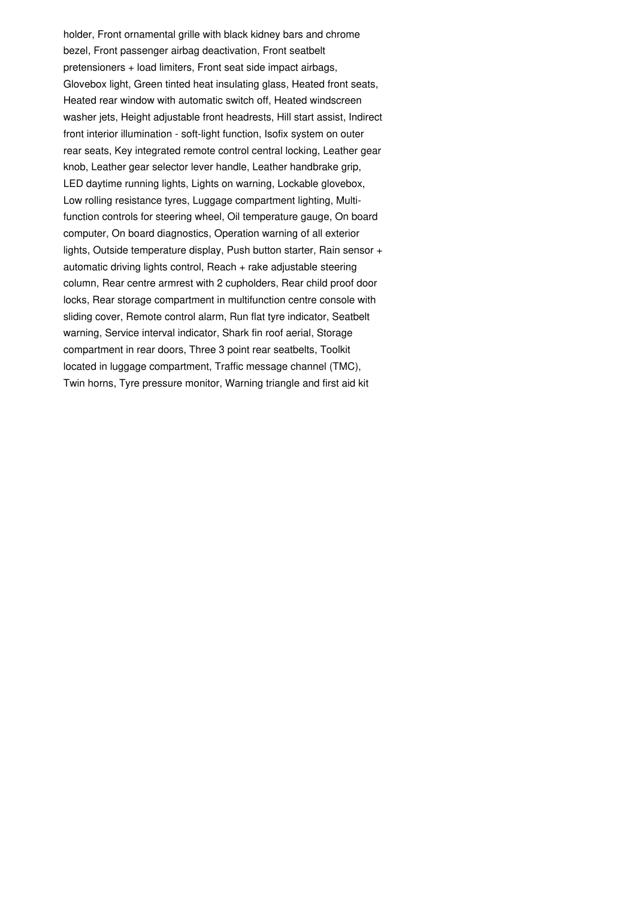holder, Front ornamental grille with black kidney bars and chrome bezel, Front passenger airbag deactivation, Front seatbelt pretensioners + load limiters, Front seat side impact airbags, Glovebox light, Green tinted heat insulating glass, Heated front seats, Heated rear window with automatic switch off, Heated windscreen washer jets, Height adjustable front headrests, Hill start assist, Indirect front interior illumination - soft-light function, Isofix system on outer rear seats, Key integrated remote control central locking, Leather gear knob, Leather gear selector lever handle, Leather handbrake grip, LED daytime running lights, Lights on warning, Lockable glovebox, Low rolling resistance tyres, Luggage compartment lighting, Multi-function controls for steering wheel, Oil temperature gauge, On board computer, On board diagnostics, Operation warning of all exterior lights, Outside temperature display, Push button starter, Rain sensor + automatic driving lights control, Reach + rake adjustable steering column, Rear centre armrest with 2 cupholders, Rear child proof door locks, Rear storage compartment in multifunction centre console with sliding cover, Remote control alarm, Run flat tyre indicator, Seatbelt warning, Service interval indicator, Shark fin roof aerial, Storage compartment in rear doors, Three 3 point rear seatbelts, Toolkit located in luggage compartment, Traffic message channel (TMC), Twin horns, Tyre pressure monitor, Warning triangle and first aid kit